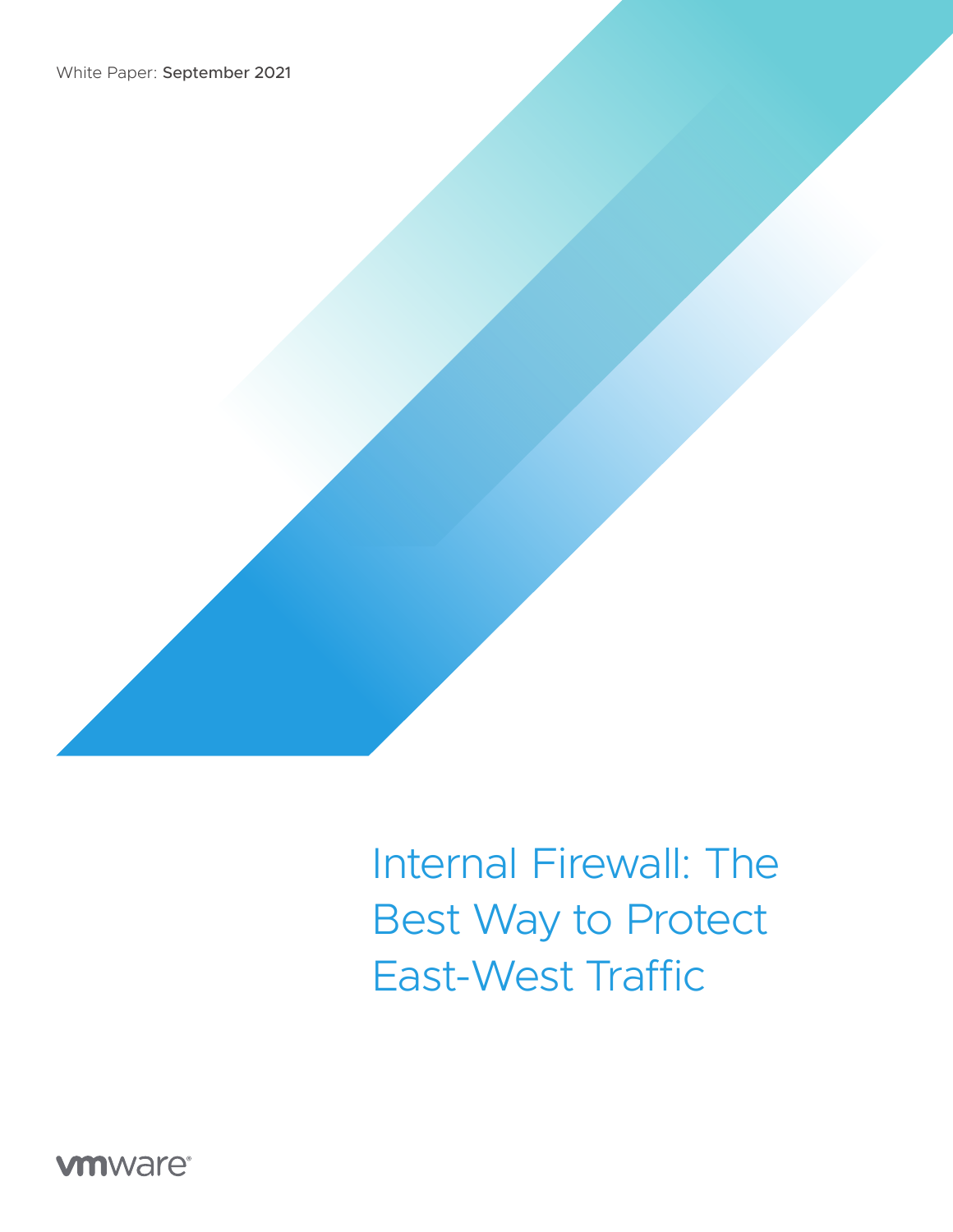White Paper: September 2021

# Internal Firewall: The Best Way to Protect East-West Traffic

vmware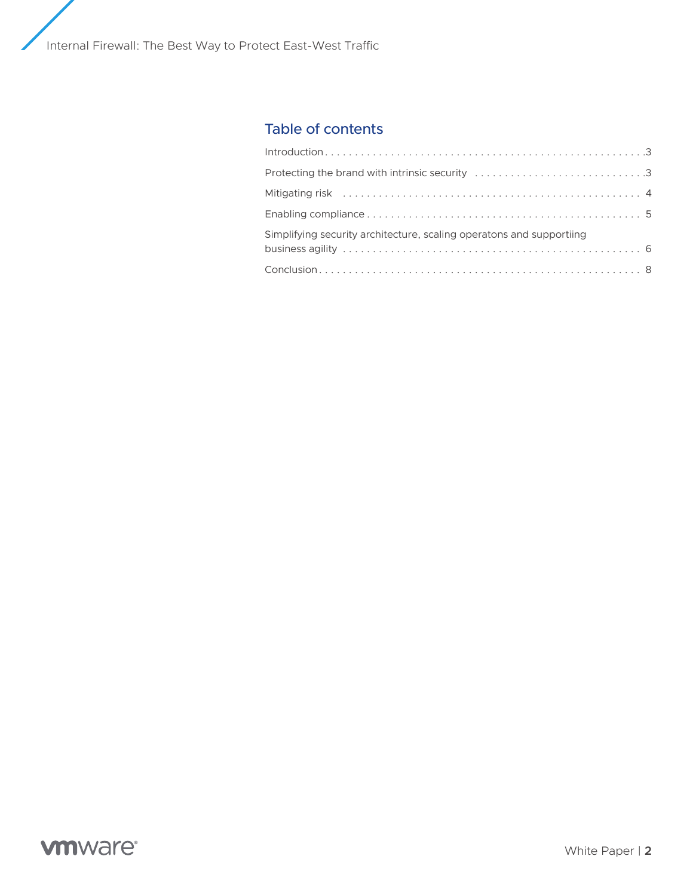## Table of contents

| | |
|---|---|
| Introduction | 3 |
| Protecting the brand with intrinsic security | 3 |
| Mitigating risk | 4 |
| Enabling compliance | 5 |
| Simplifying security architecture, scaling operatons and supportiing business agility | 6 |
| Conclusion | 8 |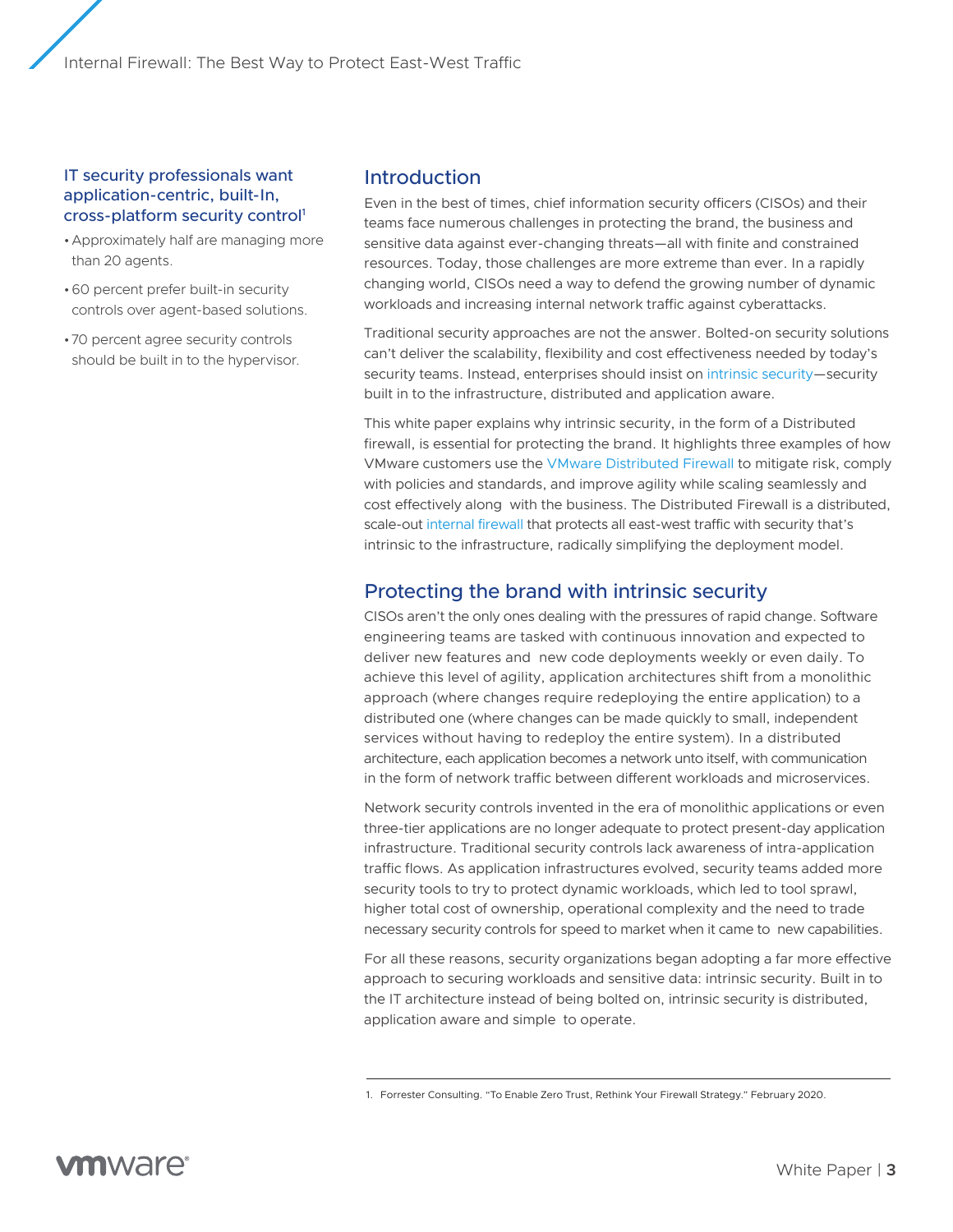### IT security professionals want application-centric, built-In, cross-platform security control[1]

- Approximately half are managing more than 20 agents.
- 60 percent prefer built-in security controls over agent-based solutions.
- 70 percent agree security controls should be built in to the hypervisor.

## Introduction

Even in the best of times, chief information security officers (CISOs) and their teams face numerous challenges in protecting the brand, the business and sensitive data against ever-changing threats—all with finite and constrained resources. Today, those challenges are more extreme than ever. In a rapidly changing world, CISOs need a way to defend the growing number of dynamic workloads and increasing internal network traffic against cyberattacks.

Traditional security approaches are not the answer. Bolted-on security solutions can't deliver the scalability, flexibility and cost effectiveness needed by today's security teams. Instead, enterprises should insist on intrinsic security—security built in to the infrastructure, distributed and application aware.

This white paper explains why intrinsic security, in the form of a Distributed firewall, is essential for protecting the brand. It highlights three examples of how VMware customers use the VMware Distributed Firewall to mitigate risk, comply with policies and standards, and improve agility while scaling seamlessly and cost effectively along with the business. The Distributed Firewall is a distributed, scale-out internal firewall that protects all east-west traffic with security that's intrinsic to the infrastructure, radically simplifying the deployment model.

## Protecting the brand with intrinsic security

CISOs aren't the only ones dealing with the pressures of rapid change. Software engineering teams are tasked with continuous innovation and expected to deliver new features and new code deployments weekly or even daily. To achieve this level of agility, application architectures shift from a monolithic approach (where changes require redeploying the entire application) to a distributed one (where changes can be made quickly to small, independent services without having to redeploy the entire system). In a distributed architecture, each application becomes a network unto itself, with communication in the form of network traffic between different workloads and microservices.

Network security controls invented in the era of monolithic applications or even three-tier applications are no longer adequate to protect present-day application infrastructure. Traditional security controls lack awareness of intra-application traffic flows. As application infrastructures evolved, security teams added more security tools to try to protect dynamic workloads, which led to tool sprawl, higher total cost of ownership, operational complexity and the need to trade necessary security controls for speed to market when it came to new capabilities.

For all these reasons, security organizations began adopting a far more effective approach to securing workloads and sensitive data: intrinsic security. Built in to the IT architecture instead of being bolted on, intrinsic security is distributed, application aware and simple to operate.

1. Forrester Consulting. "To Enable Zero Trust, Rethink Your Firewall Strategy." February 2020.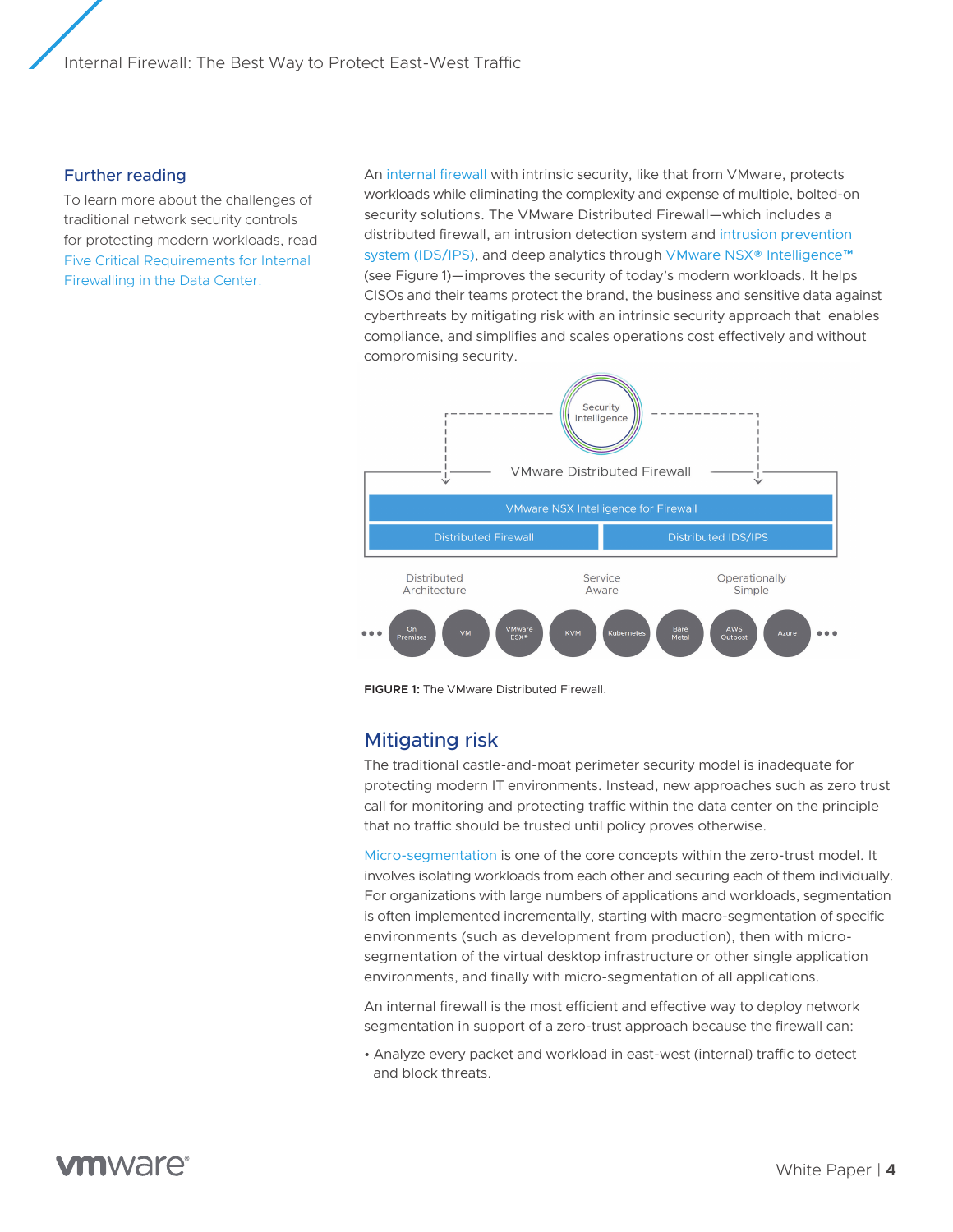## Further reading

To learn more about the challenges of traditional network security controls for protecting modern workloads, read Five Critical Requirements for Internal Firewalling in the Data Center.

An internal firewall with intrinsic security, like that from VMware, protects workloads while eliminating the complexity and expense of multiple, bolted-on security solutions. The VMware Distributed Firewall—which includes a distributed firewall, an intrusion detection system and intrusion prevention system (IDS/IPS), and deep analytics through VMware NSX® Intelligence™ (see Figure 1)—improves the security of today's modern workloads. It helps CISOs and their teams protect the brand, the business and sensitive data against cyberthreats by mitigating risk with an intrinsic security approach that enables compliance, and simplifies and scales operations cost effectively and without compromising security.

**FIGURE 1:** The VMware Distributed Firewall.

## Mitigating risk

The traditional castle-and-moat perimeter security model is inadequate for protecting modern IT environments. Instead, new approaches such as zero trust call for monitoring and protecting traffic within the data center on the principle that no traffic should be trusted until policy proves otherwise.

Micro-segmentation is one of the core concepts within the zero-trust model. It involves isolating workloads from each other and securing each of them individually. For organizations with large numbers of applications and workloads, segmentation is often implemented incrementally, starting with macro-segmentation of specific environments (such as development from production), then with micro-segmentation of the virtual desktop infrastructure or other single application environments, and finally with micro-segmentation of all applications.

An internal firewall is the most efficient and effective way to deploy network segmentation in support of a zero-trust approach because the firewall can:

- Analyze every packet and workload in east-west (internal) traffic to detect and block threats.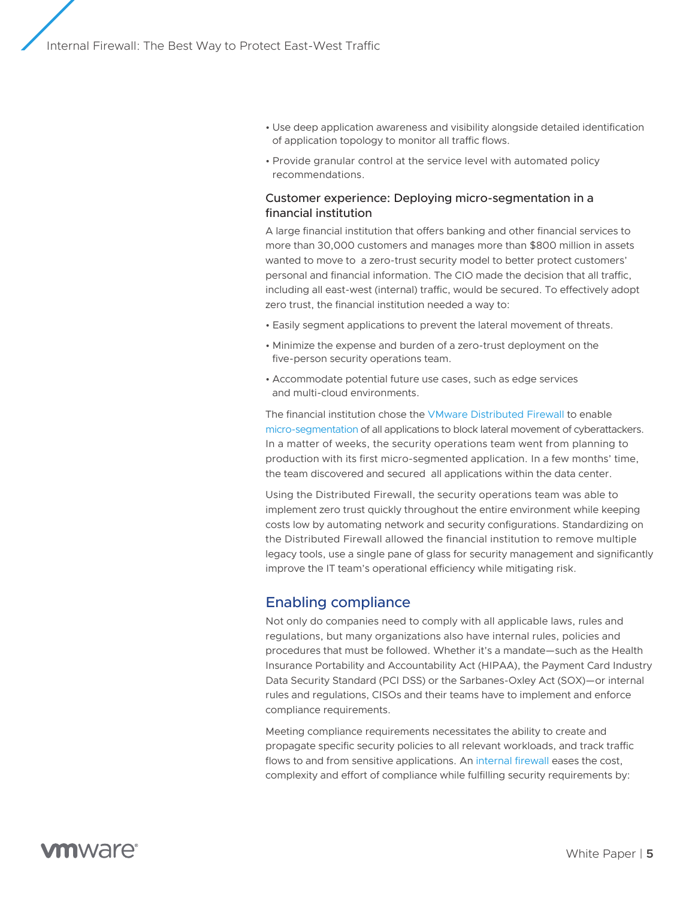- Use deep application awareness and visibility alongside detailed identification of application topology to monitor all traffic flows.
- Provide granular control at the service level with automated policy recommendations.

### Customer experience: Deploying micro-segmentation in a financial institution

A large financial institution that offers banking and other financial services to more than 30,000 customers and manages more than $800 million in assets wanted to move to a zero-trust security model to better protect customers' personal and financial information. The CIO made the decision that all traffic, including all east-west (internal) traffic, would be secured. To effectively adopt zero trust, the financial institution needed a way to:

- Easily segment applications to prevent the lateral movement of threats.
- Minimize the expense and burden of a zero-trust deployment on the five-person security operations team.
- Accommodate potential future use cases, such as edge services and multi-cloud environments.

The financial institution chose the VMware Distributed Firewall to enable micro-segmentation of all applications to block lateral movement of cyberattackers. In a matter of weeks, the security operations team went from planning to production with its first micro-segmented application. In a few months' time, the team discovered and secured all applications within the data center.

Using the Distributed Firewall, the security operations team was able to implement zero trust quickly throughout the entire environment while keeping costs low by automating network and security configurations. Standardizing on the Distributed Firewall allowed the financial institution to remove multiple legacy tools, use a single pane of glass for security management and significantly improve the IT team's operational efficiency while mitigating risk.

## Enabling compliance

Not only do companies need to comply with all applicable laws, rules and regulations, but many organizations also have internal rules, policies and procedures that must be followed. Whether it's a mandate—such as the Health Insurance Portability and Accountability Act (HIPAA), the Payment Card Industry Data Security Standard (PCI DSS) or the Sarbanes-Oxley Act (SOX)—or internal rules and regulations, CISOs and their teams have to implement and enforce compliance requirements.

Meeting compliance requirements necessitates the ability to create and propagate specific security policies to all relevant workloads, and track traffic flows to and from sensitive applications. An internal firewall eases the cost, complexity and effort of compliance while fulfilling security requirements by: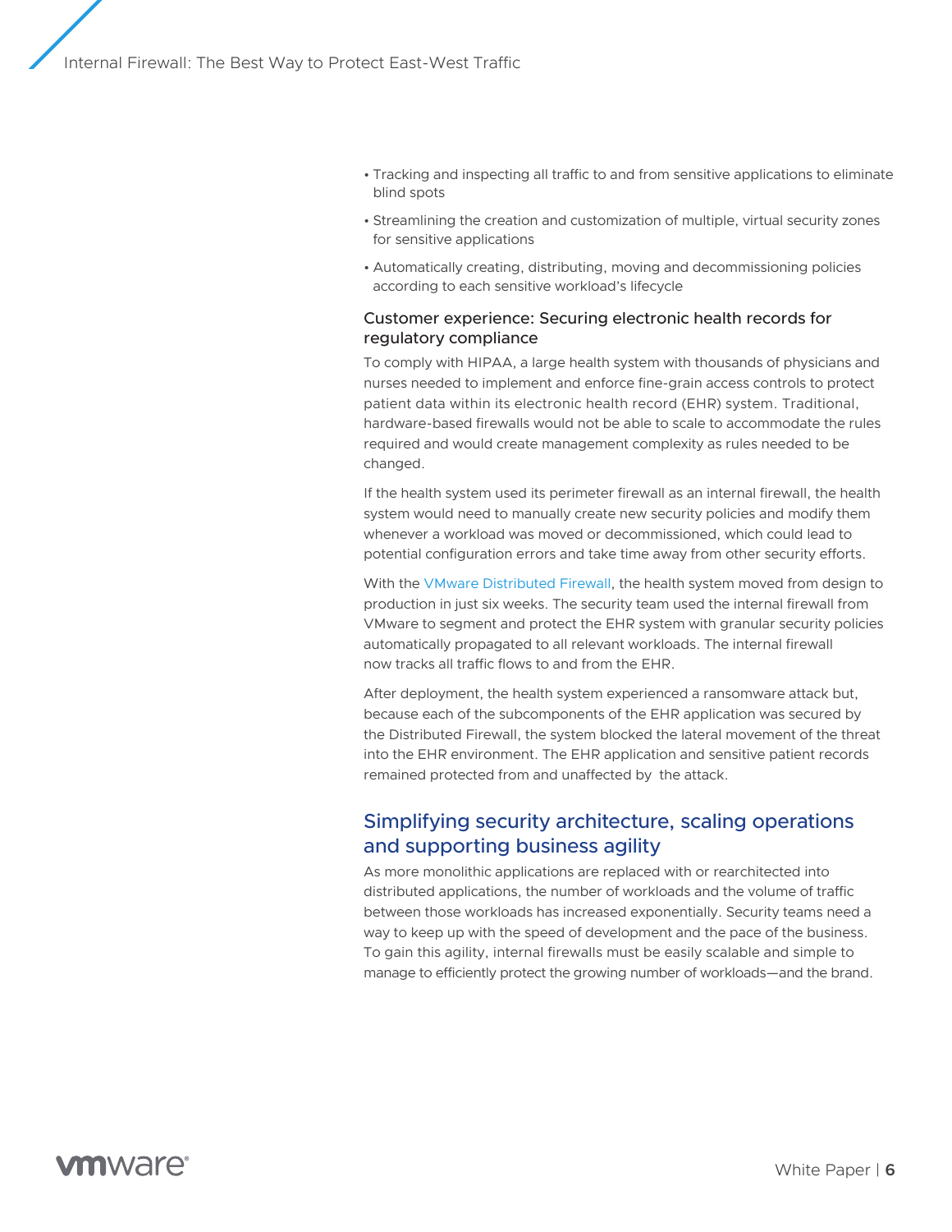- Tracking and inspecting all traffic to and from sensitive applications to eliminate blind spots
- Streamlining the creation and customization of multiple, virtual security zones for sensitive applications
- Automatically creating, distributing, moving and decommissioning policies according to each sensitive workload's lifecycle

### Customer experience: Securing electronic health records for regulatory compliance

To comply with HIPAA, a large health system with thousands of physicians and nurses needed to implement and enforce fine-grain access controls to protect patient data within its electronic health record (EHR) system. Traditional, hardware-based firewalls would not be able to scale to accommodate the rules required and would create management complexity as rules needed to be changed.

If the health system used its perimeter firewall as an internal firewall, the health system would need to manually create new security policies and modify them whenever a workload was moved or decommissioned, which could lead to potential configuration errors and take time away from other security efforts.

With the VMware Distributed Firewall, the health system moved from design to production in just six weeks. The security team used the internal firewall from VMware to segment and protect the EHR system with granular security policies automatically propagated to all relevant workloads. The internal firewall now tracks all traffic flows to and from the EHR.

After deployment, the health system experienced a ransomware attack but, because each of the subcomponents of the EHR application was secured by the Distributed Firewall, the system blocked the lateral movement of the threat into the EHR environment. The EHR application and sensitive patient records remained protected from and unaffected by the attack.

## Simplifying security architecture, scaling operations and supporting business agility

As more monolithic applications are replaced with or rearchitected into distributed applications, the number of workloads and the volume of traffic between those workloads has increased exponentially. Security teams need a way to keep up with the speed of development and the pace of the business. To gain this agility, internal firewalls must be easily scalable and simple to manage to efficiently protect the growing number of workloads—and the brand.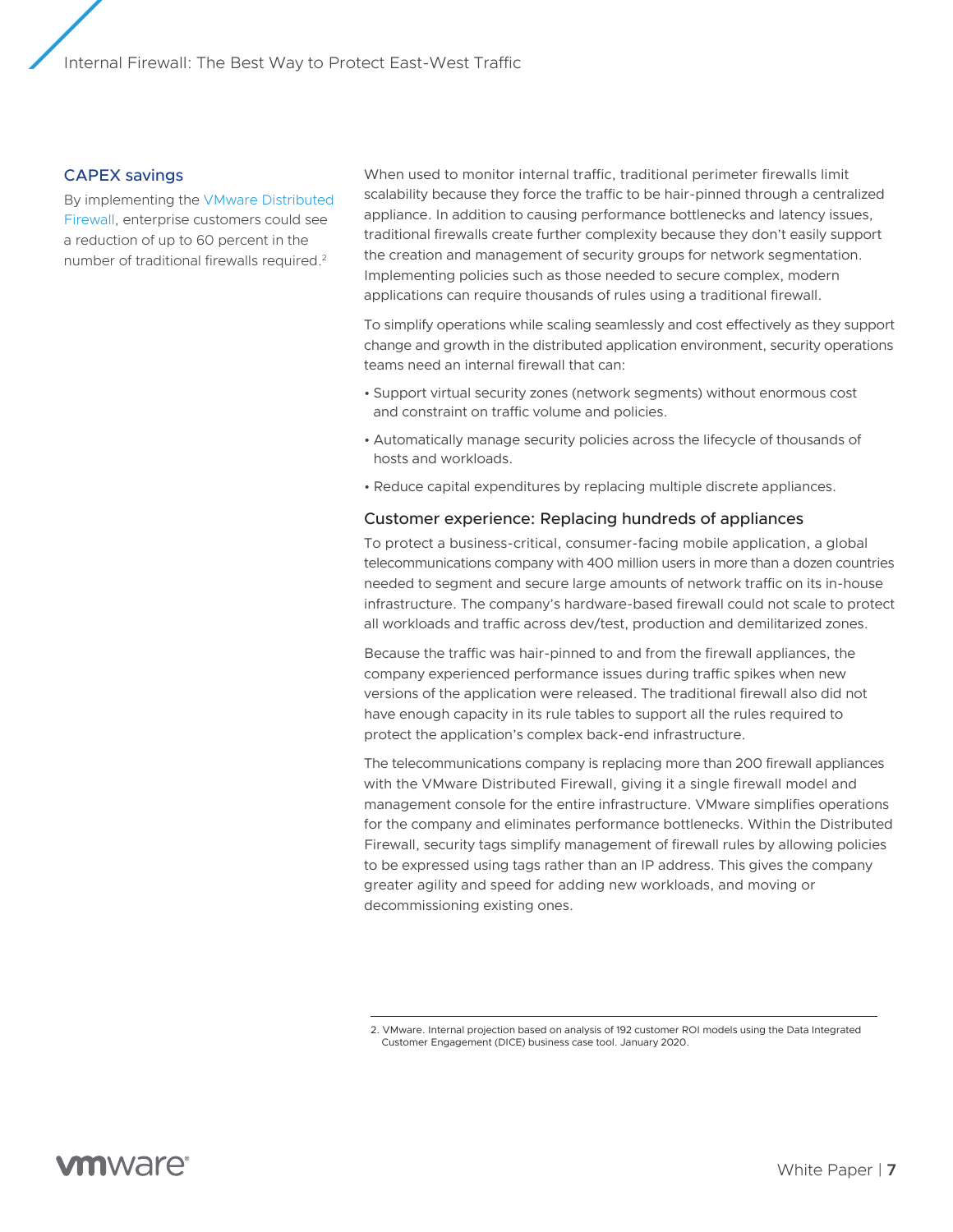### CAPEX savings

By implementing the VMware Distributed Firewall, enterprise customers could see a reduction of up to 60 percent in the number of traditional firewalls required.[2]

When used to monitor internal traffic, traditional perimeter firewalls limit scalability because they force the traffic to be hair-pinned through a centralized appliance. In addition to causing performance bottlenecks and latency issues, traditional firewalls create further complexity because they don't easily support the creation and management of security groups for network segmentation. Implementing policies such as those needed to secure complex, modern applications can require thousands of rules using a traditional firewall.

To simplify operations while scaling seamlessly and cost effectively as they support change and growth in the distributed application environment, security operations teams need an internal firewall that can:

- Support virtual security zones (network segments) without enormous cost and constraint on traffic volume and policies.
- Automatically manage security policies across the lifecycle of thousands of hosts and workloads.
- Reduce capital expenditures by replacing multiple discrete appliances.

### Customer experience: Replacing hundreds of appliances

To protect a business-critical, consumer-facing mobile application, a global telecommunications company with 400 million users in more than a dozen countries needed to segment and secure large amounts of network traffic on its in-house infrastructure. The company's hardware-based firewall could not scale to protect all workloads and traffic across dev/test, production and demilitarized zones.

Because the traffic was hair-pinned to and from the firewall appliances, the company experienced performance issues during traffic spikes when new versions of the application were released. The traditional firewall also did not have enough capacity in its rule tables to support all the rules required to protect the application's complex back-end infrastructure.

The telecommunications company is replacing more than 200 firewall appliances with the VMware Distributed Firewall, giving it a single firewall model and management console for the entire infrastructure. VMware simplifies operations for the company and eliminates performance bottlenecks. Within the Distributed Firewall, security tags simplify management of firewall rules by allowing policies to be expressed using tags rather than an IP address. This gives the company greater agility and speed for adding new workloads, and moving or decommissioning existing ones.

---

2. VMware. Internal projection based on analysis of 192 customer ROI models using the Data Integrated Customer Engagement (DICE) business case tool. January 2020.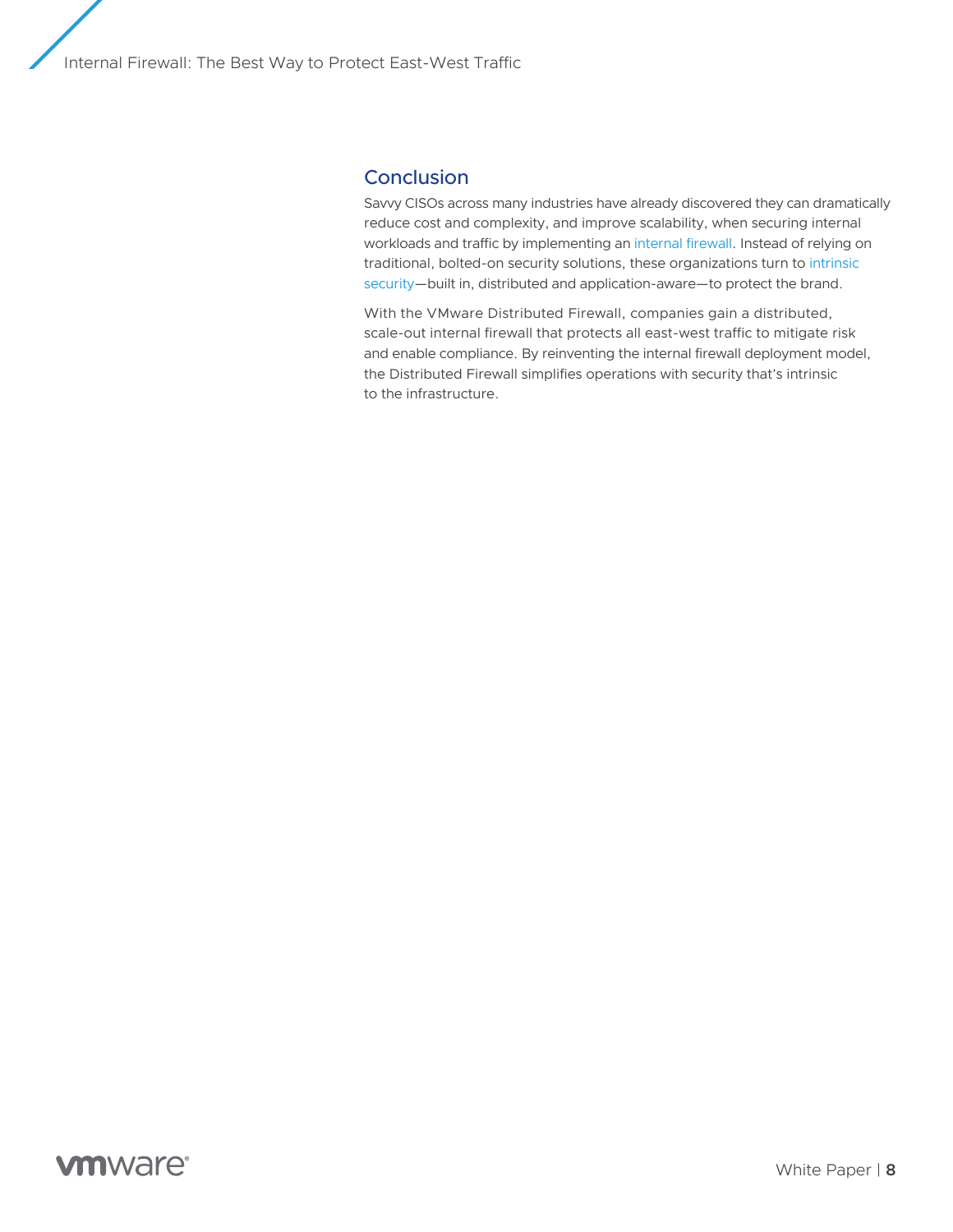## Conclusion

Savvy CISOs across many industries have already discovered they can dramatically reduce cost and complexity, and improve scalability, when securing internal workloads and traffic by implementing an internal firewall. Instead of relying on traditional, bolted-on security solutions, these organizations turn to intrinsic security—built in, distributed and application-aware—to protect the brand.

With the VMware Distributed Firewall, companies gain a distributed, scale-out internal firewall that protects all east-west traffic to mitigate risk and enable compliance. By reinventing the internal firewall deployment model, the Distributed Firewall simplifies operations with security that's intrinsic to the infrastructure.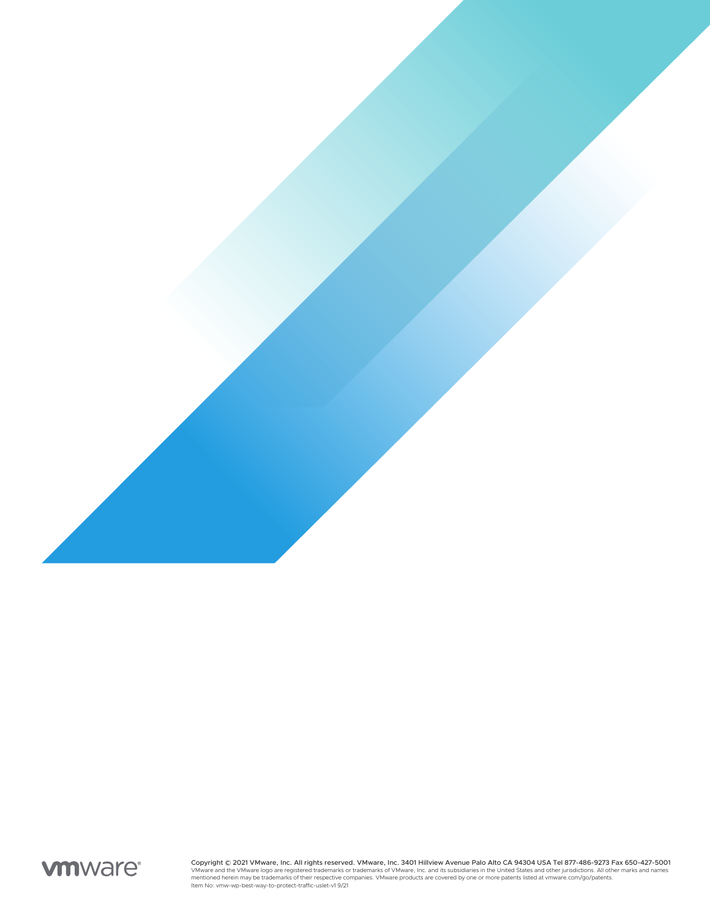Copyright © 2021 VMware, Inc. All rights reserved. VMware, Inc. 3401 Hillview Avenue Palo Alto CA 94304 USA Tel 877-486-9273 Fax 650-427-5001
VMware and the VMware logo are registered trademarks or trademarks of VMware, Inc. and its subsidiaries in the United States and other jurisdictions. All other marks and names mentioned herein may be trademarks of their respective companies. VMware products are covered by one or more patents listed at vmware.com/go/patents.
Item No: vmw-wp-best-way-to-protect-traffic-uslet-v1 9/21